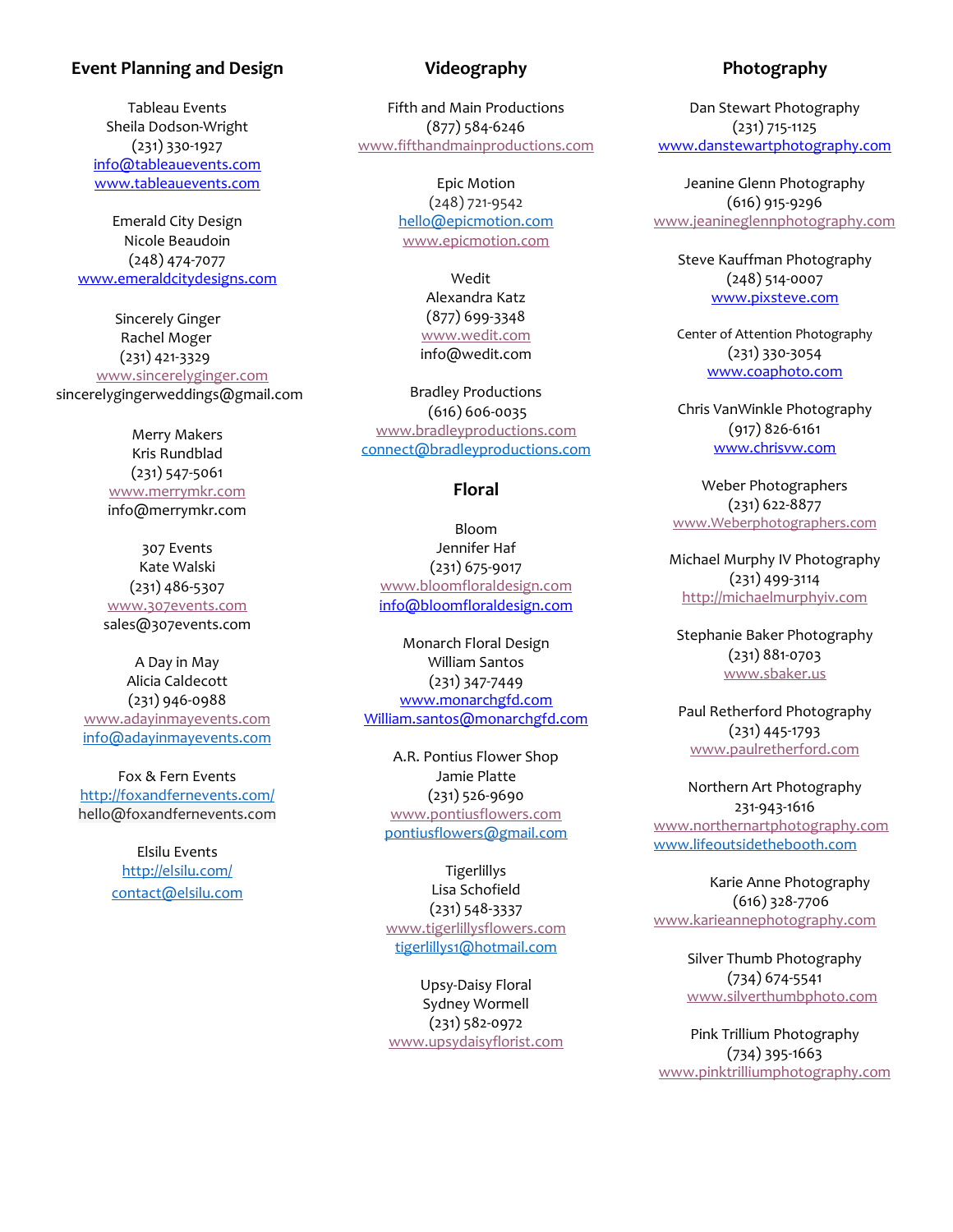## Event Planning and Design

Tableau Events
Sheila Dodson-Wright
(231) 330-1927
info@tableauevents.com
www.tableauevents.com

Emerald City Design
Nicole Beaudoin
(248) 474-7077
www.emeraldcitydesigns.com

Sincerely Ginger
Rachel Moger
(231) 421-3329
www.sincerelyginger.com
sincerelygingerweddings@gmail.com

Merry Makers
Kris Rundblad
(231) 547-5061
www.merrymkr.com
info@merrymkr.com

307 Events
Kate Walski
(231) 486-5307
www.307events.com
sales@307events.com

A Day in May
Alicia Caldecott
(231) 946-0988
www.adayinmayevents.com
info@adayinmayevents.com

Fox & Fern Events
http://foxandfernevents.com/
hello@foxandfernevents.com

Elsilu Events
http://elsilu.com/
contact@elsilu.com

## Videography

Fifth and Main Productions
(877) 584-6246
www.fifthandmainproductions.com

Epic Motion
(248) 721-9542
hello@epicmotion.com
www.epicmotion.com

Wedit
Alexandra Katz
(877) 699-3348
www.wedit.com
info@wedit.com

Bradley Productions
(616) 606-0035
www.bradleyproductions.com
connect@bradleyproductions.com

## Floral

Bloom
Jennifer Haf
(231) 675-9017
www.bloomfloraldesign.com
info@bloomfloraldesign.com

Monarch Floral Design
William Santos
(231) 347-7449
www.monarchgfd.com
William.santos@monarchgfd.com

A.R. Pontius Flower Shop
Jamie Platte
(231) 526-9690
www.pontiusflowers.com
pontiusflowers@gmail.com

Tigerlillys
Lisa Schofield
(231) 548-3337
www.tigerlillysflowers.com
tigerlillys1@hotmail.com

Upsy-Daisy Floral
Sydney Wormell
(231) 582-0972
www.upsydaisyflorist.com

## Photography

Dan Stewart Photography
(231) 715-1125
www.danstewartphotography.com

Jeanine Glenn Photography
(616) 915-9296
www.jeanineglennphotography.com

Steve Kauffman Photography
(248) 514-0007
www.pixsteve.com

Center of Attention Photography
(231) 330-3054
www.coaphoto.com

Chris VanWinkle Photography
(917) 826-6161
www.chrisvw.com

Weber Photographers
(231) 622-8877
www.Weberphotographers.com

Michael Murphy IV Photography
(231) 499-3114
http://michaelmurphyiv.com

Stephanie Baker Photography
(231) 881-0703
www.sbaker.us

Paul Retherford Photography
(231) 445-1793
www.paulretherford.com

Northern Art Photography
231-943-1616
www.northernartphotography.com
www.lifeoutsidethebooth.com

Karie Anne Photography
(616) 328-7706
www.karieannephotography.com

Silver Thumb Photography
(734) 674-5541
www.silverthumbphoto.com

Pink Trillium Photography
(734) 395-1663
www.pinktrilliumphotography.com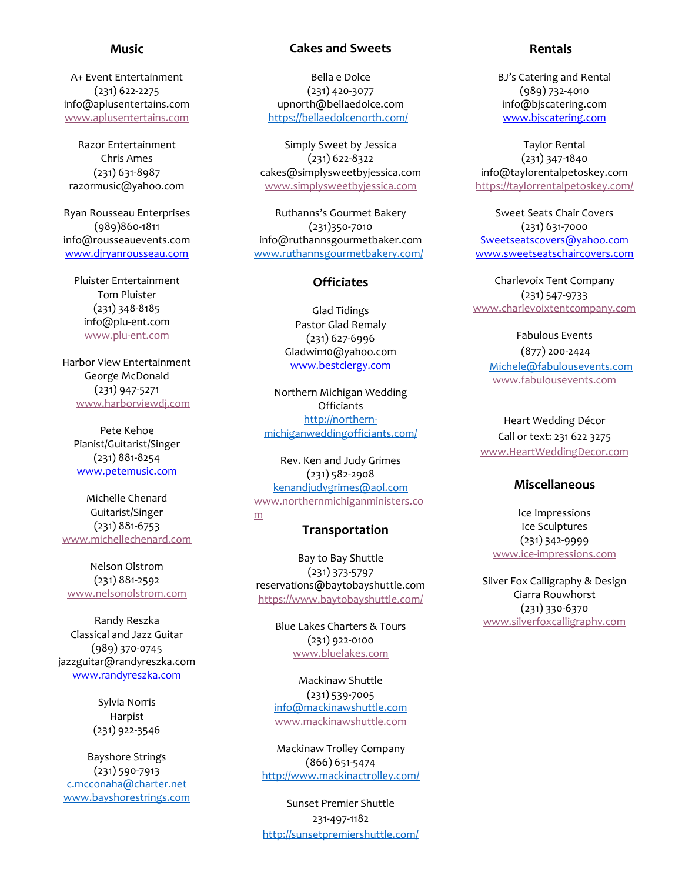## Music

A+ Event Entertainment
(231) 622-2275
info@aplusentertains.com
www.aplusentertains.com

Razor Entertainment
Chris Ames
(231) 631-8987
razormusic@yahoo.com

Ryan Rousseau Enterprises
(989)860-1811
info@rousseauevents.com
www.djryanrousseau.com

Pluister Entertainment
Tom Pluister
(231) 348-8185
info@plu-ent.com
www.plu-ent.com

Harbor View Entertainment
George McDonald
(231) 947-5271
www.harborviewdj.com

Pete Kehoe
Pianist/Guitarist/Singer
(231) 881-8254
www.petemusic.com

Michelle Chenard
Guitarist/Singer
(231) 881-6753
www.michellechenard.com

Nelson Olstrom
(231) 881-2592
www.nelsonolstrom.com

Randy Reszka
Classical and Jazz Guitar
(989) 370-0745
jazzguitar@randyreszka.com
www.randyreszka.com

Sylvia Norris
Harpist
(231) 922-3546

Bayshore Strings
(231) 590-7913
c.mcconaha@charter.net
www.bayshorestrings.com

## Cakes and Sweets

Bella e Dolce
(231) 420-3077
upnorth@bellaedolce.com
https://bellaedolcenorth.com/

Simply Sweet by Jessica
(231) 622-8322
cakes@simplysweetbyjessica.com
www.simplysweetbyjessica.com

Ruthanns's Gourmet Bakery
(231)350-7010
info@ruthannsgourmetbaker.com
www.ruthannsgourmetbakery.com/

## Officiates

Glad Tidings
Pastor Glad Remaly
(231) 627-6996
Gladwin10@yahoo.com
www.bestclergy.com

Northern Michigan Wedding Officiants
http://northern-michiganweddingofficiants.com/

Rev. Ken and Judy Grimes
(231) 582-2908
kenandjudygrimes@aol.com
www.northernmichiganministers.com

## Transportation

Bay to Bay Shuttle
(231) 373-5797
reservations@baytobayshuttle.com
https://www.baytobayshuttle.com/

Blue Lakes Charters & Tours
(231) 922-0100
www.bluelakes.com

Mackinaw Shuttle
(231) 539-7005
info@mackinawshuttle.com
www.mackinawshuttle.com

Mackinaw Trolley Company
(866) 651-5474
http://www.mackinactrolley.com/

Sunset Premier Shuttle
231-497-1182
http://sunsetpremiershuttle.com/

## Rentals

BJ's Catering and Rental
(989) 732-4010
info@bjscatering.com
www.bjscatering.com

Taylor Rental
(231) 347-1840
info@taylorentalpetoskey.com
https://taylorrentalpetoskey.com/

Sweet Seats Chair Covers
(231) 631-7000
Sweetseatscovers@yahoo.com
www.sweetseatschaircovers.com

Charlevoix Tent Company
(231) 547-9733
www.charlevoixtentcompany.com

Fabulous Events
(877) 200-2424
Michele@fabulousevents.com
www.fabulousevents.com

Heart Wedding Décor
Call or text: 231 622 3275
www.HeartWeddingDecor.com

## Miscellaneous

Ice Impressions
Ice Sculptures
(231) 342-9999
www.ice-impressions.com

Silver Fox Calligraphy & Design
Ciarra Rouwhorst
(231) 330-6370
www.silverfoxcalligraphy.com